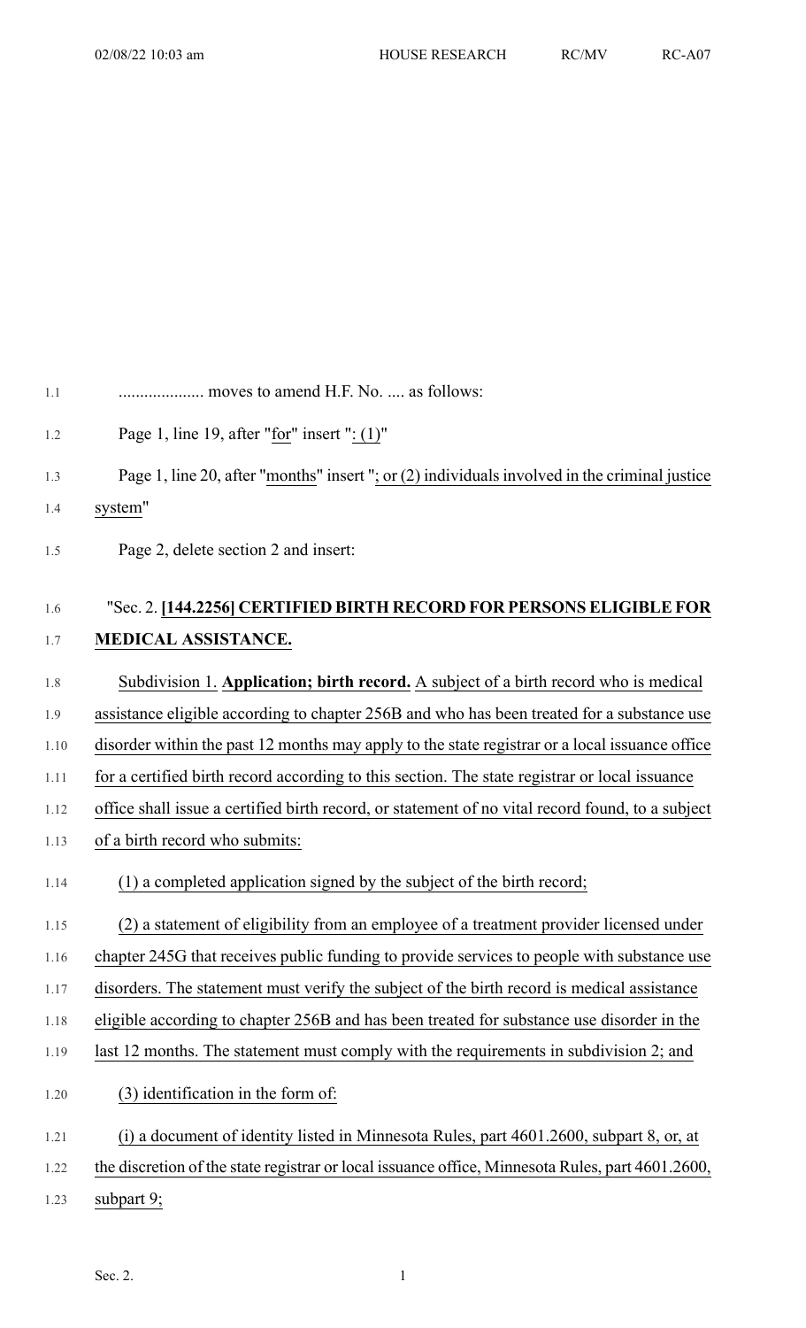.................... moves to amend H.F. No. .... as follows:

Page 1, line 19, after "for" insert ": (1)"

Page 1, line 20, after "months" insert "; or (2) individuals involved in the criminal justice system"

Page 2, delete section 2 and insert:

"Sec. 2. **[144.2256] CERTIFIED BIRTH RECORD FOR PERSONS ELIGIBLE FOR MEDICAL ASSISTANCE.**

Subdivision 1. **Application; birth record.** A subject of a birth record who is medical assistance eligible according to chapter 256B and who has been treated for a substance use disorder within the past 12 months may apply to the state registrar or a local issuance office for a certified birth record according to this section. The state registrar or local issuance office shall issue a certified birth record, or statement of no vital record found, to a subject of a birth record who submits:

(1) a completed application signed by the subject of the birth record;

(2) a statement of eligibility from an employee of a treatment provider licensed under chapter 245G that receives public funding to provide services to people with substance use disorders. The statement must verify the subject of the birth record is medical assistance eligible according to chapter 256B and has been treated for substance use disorder in the last 12 months. The statement must comply with the requirements in subdivision 2; and

(3) identification in the form of:

(i) a document of identity listed in Minnesota Rules, part 4601.2600, subpart 8, or, at the discretion of the state registrar or local issuance office, Minnesota Rules, part 4601.2600, subpart 9;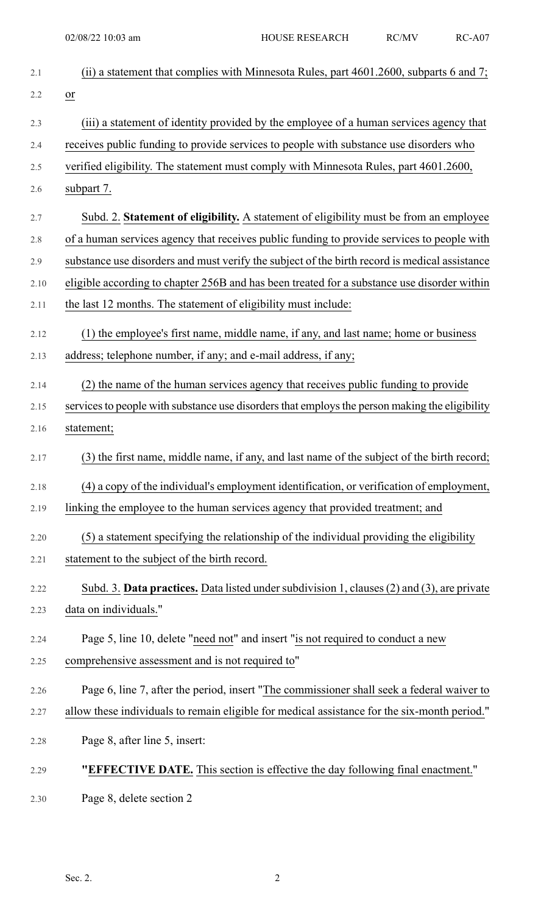(ii) a statement that complies with Minnesota Rules, part 4601.2600, subparts 6 and 7; or

(iii) a statement of identity provided by the employee of a human services agency that receives public funding to provide services to people with substance use disorders who verified eligibility. The statement must comply with Minnesota Rules, part 4601.2600, subpart 7.

Subd. 2. **Statement of eligibility.** A statement of eligibility must be from an employee of a human services agency that receives public funding to provide services to people with substance use disorders and must verify the subject of the birth record is medical assistance eligible according to chapter 256B and has been treated for a substance use disorder within the last 12 months. The statement of eligibility must include:

(1) the employee's first name, middle name, if any, and last name; home or business address; telephone number, if any; and e-mail address, if any;

(2) the name of the human services agency that receives public funding to provide services to people with substance use disorders that employs the person making the eligibility statement;

(3) the first name, middle name, if any, and last name of the subject of the birth record;

(4) a copy of the individual's employment identification, or verification of employment, linking the employee to the human services agency that provided treatment; and

(5) a statement specifying the relationship of the individual providing the eligibility statement to the subject of the birth record.

Subd. 3. **Data practices.** Data listed under subdivision 1, clauses (2) and (3), are private data on individuals."

Page 5, line 10, delete "need not" and insert "is not required to conduct a new comprehensive assessment and is not required to"

Page 6, line 7, after the period, insert "The commissioner shall seek a federal waiver to allow these individuals to remain eligible for medical assistance for the six-month period."

Page 8, after line 5, insert:

"**EFFECTIVE DATE.** This section is effective the day following final enactment."

Page 8, delete section 2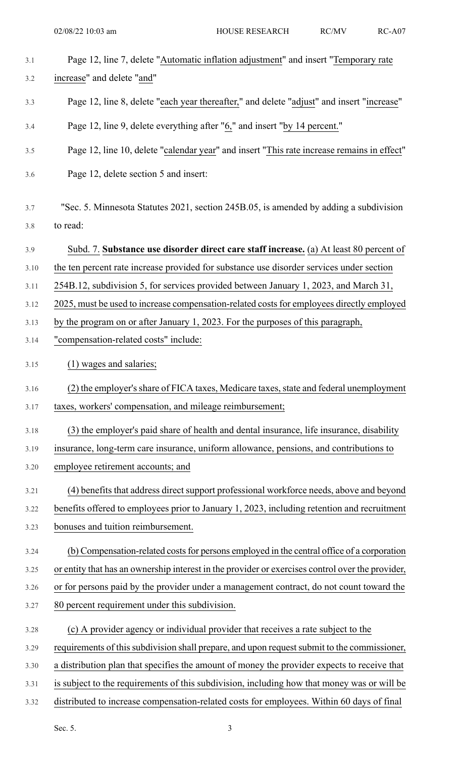Page 12, line 7, delete "Automatic inflation adjustment" and insert "Temporary rate increase" and delete "and"

Page 12, line 8, delete "each year thereafter," and delete "adjust" and insert "increase"

Page 12, line 9, delete everything after "6," and insert "by 14 percent."

Page 12, line 10, delete "calendar year" and insert "This rate increase remains in effect"

Page 12, delete section 5 and insert:

"Sec. 5. Minnesota Statutes 2021, section 245B.05, is amended by adding a subdivision to read:

Subd. 7. **Substance use disorder direct care staff increase.** (a) At least 80 percent of the ten percent rate increase provided for substance use disorder services under section 254B.12, subdivision 5, for services provided between January 1, 2023, and March 31, 2025, must be used to increase compensation-related costs for employees directly employed by the program on or after January 1, 2023. For the purposes of this paragraph, "compensation-related costs" include:

(1) wages and salaries;

(2) the employer's share of FICA taxes, Medicare taxes, state and federal unemployment taxes, workers' compensation, and mileage reimbursement;

(3) the employer's paid share of health and dental insurance, life insurance, disability insurance, long-term care insurance, uniform allowance, pensions, and contributions to employee retirement accounts; and

(4) benefits that address direct support professional workforce needs, above and beyond benefits offered to employees prior to January 1, 2023, including retention and recruitment bonuses and tuition reimbursement.

(b) Compensation-related costs for persons employed in the central office of a corporation or entity that has an ownership interest in the provider or exercises control over the provider, or for persons paid by the provider under a management contract, do not count toward the 80 percent requirement under this subdivision.

(c) A provider agency or individual provider that receives a rate subject to the requirements of this subdivision shall prepare, and upon request submit to the commissioner, a distribution plan that specifies the amount of money the provider expects to receive that is subject to the requirements of this subdivision, including how that money was or will be distributed to increase compensation-related costs for employees. Within 60 days of final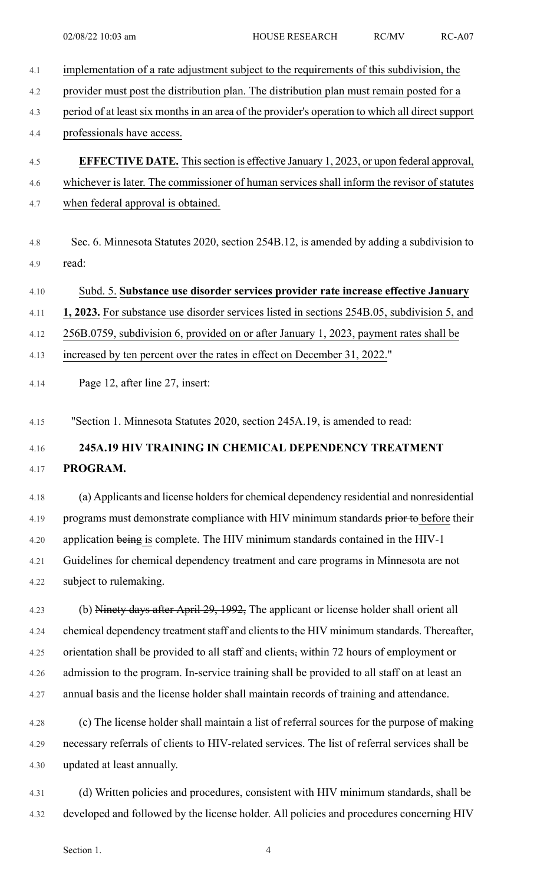implementation of a rate adjustment subject to the requirements of this subdivision, the provider must post the distribution plan. The distribution plan must remain posted for a period of at least six months in an area of the provider's operation to which all direct support professionals have access.

**EFFECTIVE DATE.** This section is effective January 1, 2023, or upon federal approval, whichever is later. The commissioner of human services shall inform the revisor of statutes when federal approval is obtained.

Sec. 6. Minnesota Statutes 2020, section 254B.12, is amended by adding a subdivision to read:

Subd. 5. **Substance use disorder services provider rate increase effective January 1, 2023.** For substance use disorder services listed in sections 254B.05, subdivision 5, and 256B.0759, subdivision 6, provided on or after January 1, 2023, payment rates shall be increased by ten percent over the rates in effect on December 31, 2022."

Page 12, after line 27, insert:

"Section 1. Minnesota Statutes 2020, section 245A.19, is amended to read:

**245A.19 HIV TRAINING IN CHEMICAL DEPENDENCY TREATMENT PROGRAM.**

(a) Applicants and license holders for chemical dependency residential and nonresidential programs must demonstrate compliance with HIV minimum standards ~~prior to~~ before their application ~~being~~ is complete. The HIV minimum standards contained in the HIV-1 Guidelines for chemical dependency treatment and care programs in Minnesota are not subject to rulemaking.

(b) ~~Ninety days after April 29, 1992,~~ The applicant or license holder shall orient all chemical dependency treatment staff and clients to the HIV minimum standards. Thereafter, orientation shall be provided to all staff and clients~~,~~ within 72 hours of employment or admission to the program. In-service training shall be provided to all staff on at least an annual basis and the license holder shall maintain records of training and attendance.

(c) The license holder shall maintain a list of referral sources for the purpose of making necessary referrals of clients to HIV-related services. The list of referral services shall be updated at least annually.

(d) Written policies and procedures, consistent with HIV minimum standards, shall be developed and followed by the license holder. All policies and procedures concerning HIV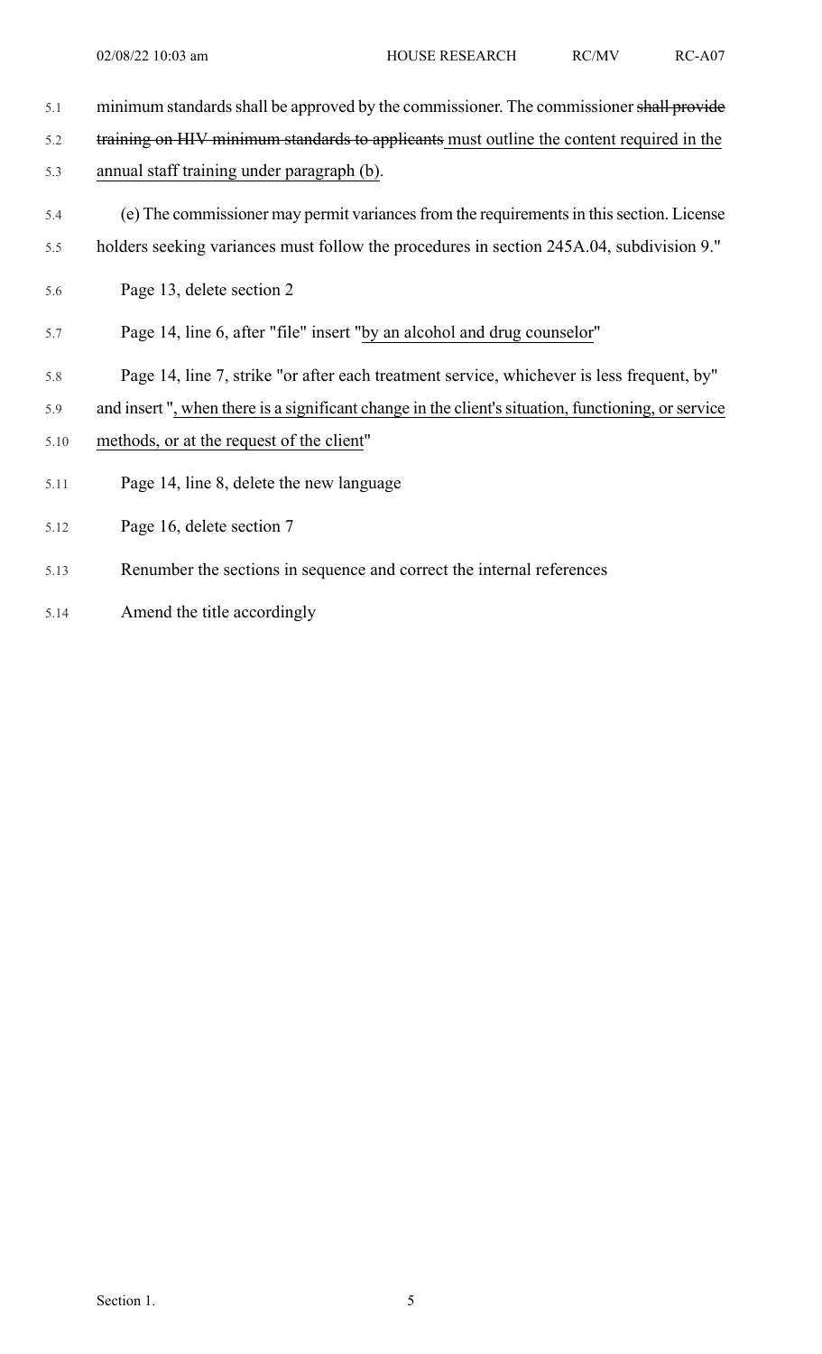minimum standards shall be approved by the commissioner. The commissioner ~~shall provide training on HIV minimum standards to applicants~~ <u>must outline the content required in the annual staff training under paragraph (b)</u>.

(e) The commissioner may permit variances from the requirements in this section. License holders seeking variances must follow the procedures in section 245A.04, subdivision 9."

Page 13, delete section 2

Page 14, line 6, after "file" insert "<u>by an alcohol and drug counselor</u>"

Page 14, line 7, strike "or after each treatment service, whichever is less frequent, by" and insert "<u>, when there is a significant change in the client's situation, functioning, or service methods, or at the request of the client</u>"

Page 14, line 8, delete the new language

Page 16, delete section 7

Renumber the sections in sequence and correct the internal references

Amend the title accordingly